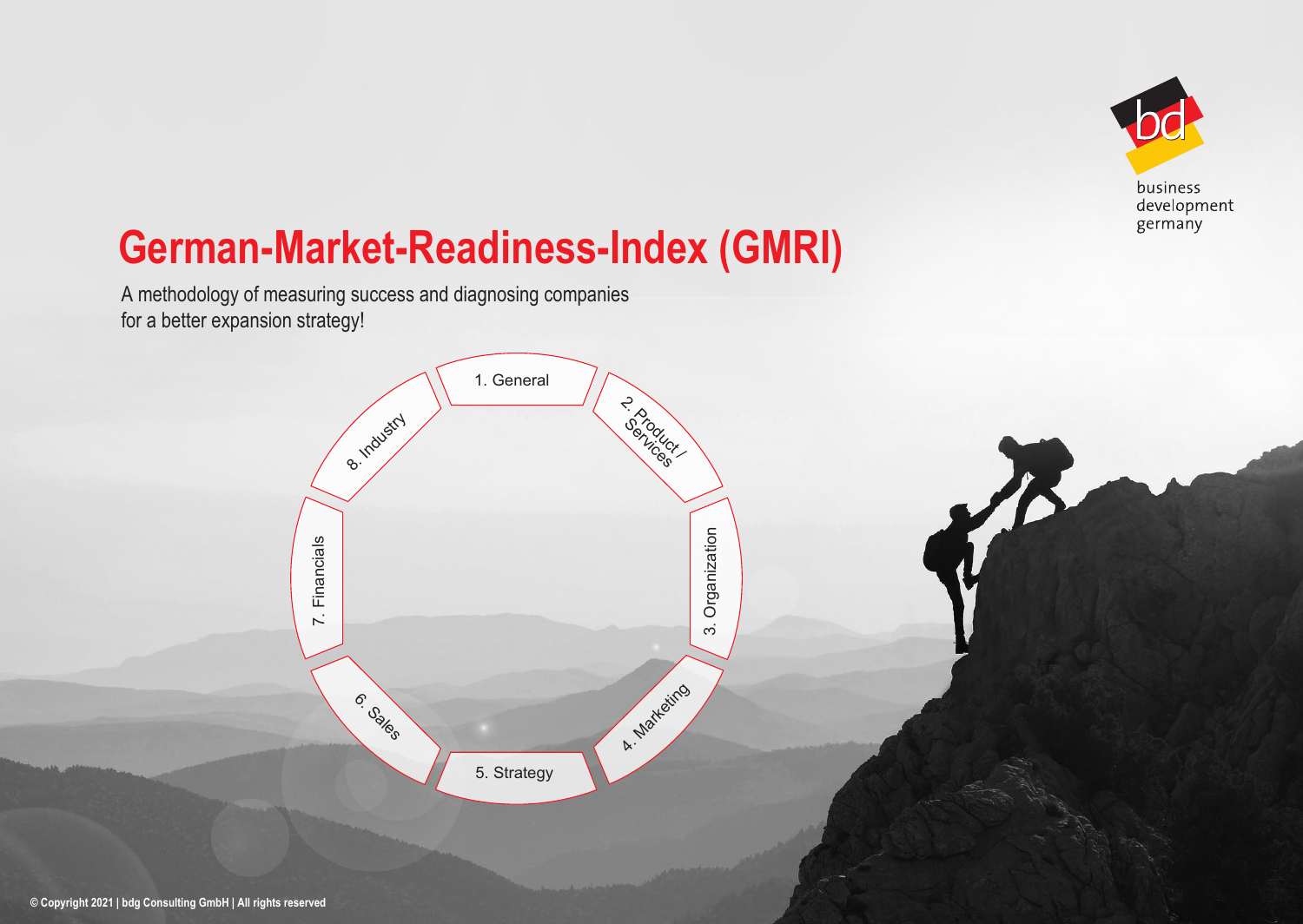business development germany

# German-Market-Readiness-Index (GMRI)

A methodology of measuring success and diagnosing companies for a better expansion strategy!

1. General
2. Product / Services
3. Organization
4. Marketing
5. Strategy
6. Sales
7. Financials
8. Industry

© Copyright 2021 | bdg Consulting GmbH | All rights reserved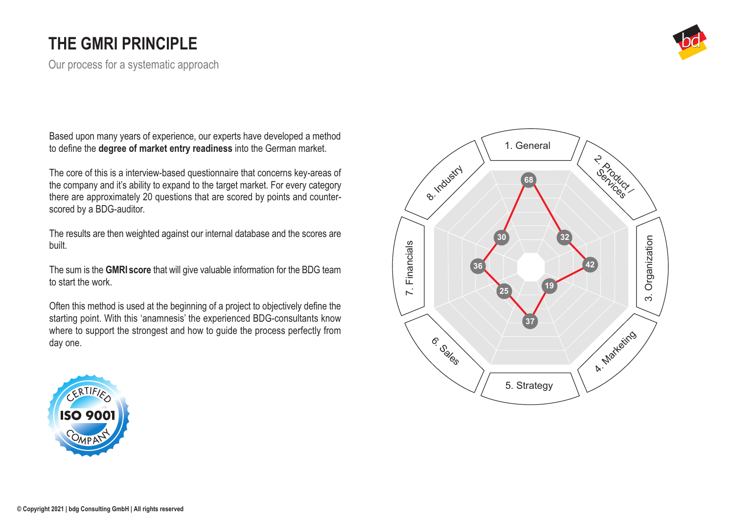# THE GMRI PRINCIPLE

Our process for a systematic approach

Based upon many years of experience, our experts have developed a method to define the **degree of market entry readiness** into the German market.

The core of this is a interview-based questionnaire that concerns key-areas of the company and it's ability to expand to the target market. For every category there are approximately 20 questions that are scored by points and counter-scored by a BDG-auditor.

The results are then weighted against our internal database and the scores are built.

The sum is the **GMRI score** that will give valuable information for the BDG team to start the work.

Often this method is used at the beginning of a project to objectively define the starting point. With this 'anamnesis' the experienced BDG-consultants know where to support the strongest and how to guide the process perfectly from day one.

1. General
2. Product / Services
3. Organization
4. Marketing
5. Strategy
6. Sales
7. Financials
8. Industry

68, 32, 42, 19, 37, 25, 36, 30

CERTIFIED ISO 9001 COMPANY

© Copyright 2021 | bdg Consulting GmbH | All rights reserved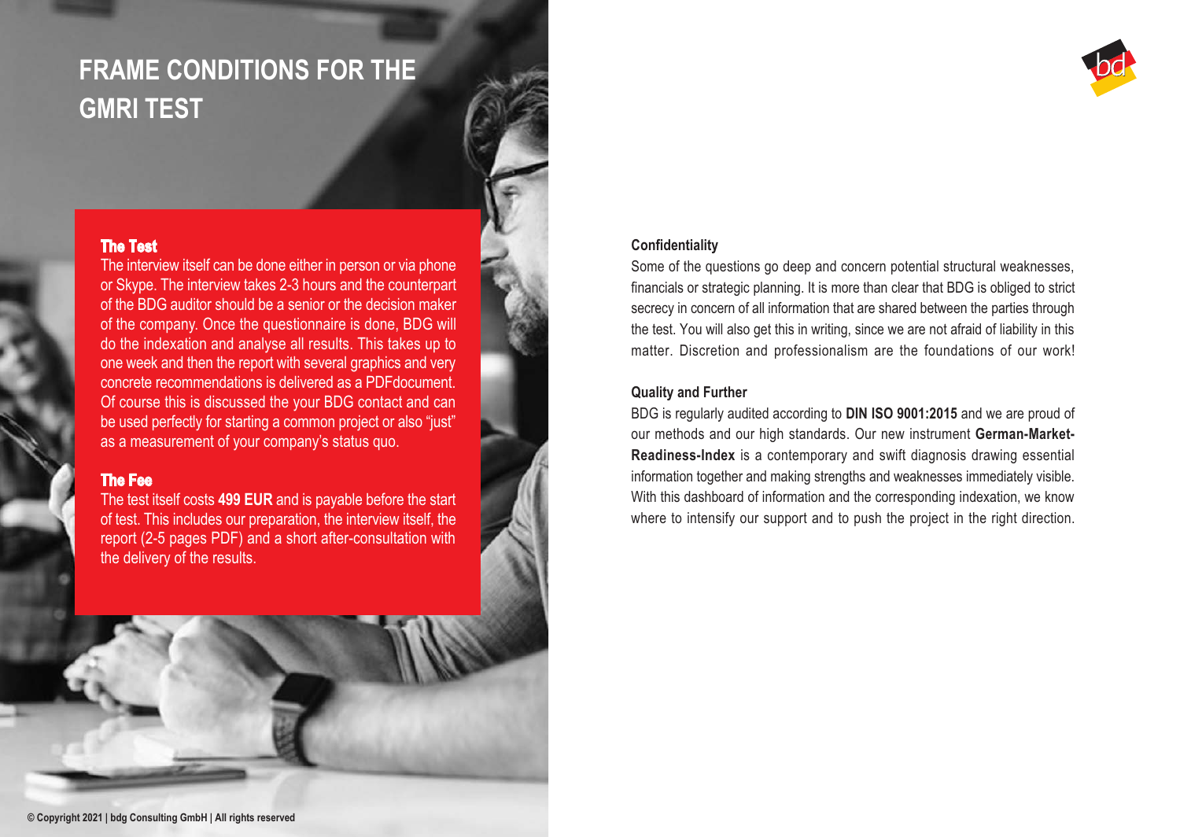# FRAME CONDITIONS FOR THE GMRI TEST

### The Test

The interview itself can be done either in person or via phone or Skype. The interview takes 2-3 hours and the counterpart of the BDG auditor should be a senior or the decision maker of the company. Once the questionnaire is done, BDG will do the indexation and analyse all results. This takes up to one week and then the report with several graphics and very concrete recommendations is delivered as a PDFdocument. Of course this is discussed the your BDG contact and can be used perfectly for starting a common project or also "just" as a measurement of your company's status quo.

### The Fee

The test itself costs **499 EUR** and is payable before the start of test. This includes our preparation, the interview itself, the report (2-5 pages PDF) and a short after-consultation with the delivery of the results.

### Confidentiality

Some of the questions go deep and concern potential structural weaknesses, financials or strategic planning. It is more than clear that BDG is obliged to strict secrecy in concern of all information that are shared between the parties through the test. You will also get this in writing, since we are not afraid of liability in this matter. Discretion and professionalism are the foundations of our work!

### Quality and Further

BDG is regularly audited according to **DIN ISO 9001:2015** and we are proud of our methods and our high standards. Our new instrument **German-Market-Readiness-Index** is a contemporary and swift diagnosis drawing essential information together and making strengths and weaknesses immediately visible. With this dashboard of information and the corresponding indexation, we know where to intensify our support and to push the project in the right direction.

© Copyright 2021 | bdg Consulting GmbH | All rights reserved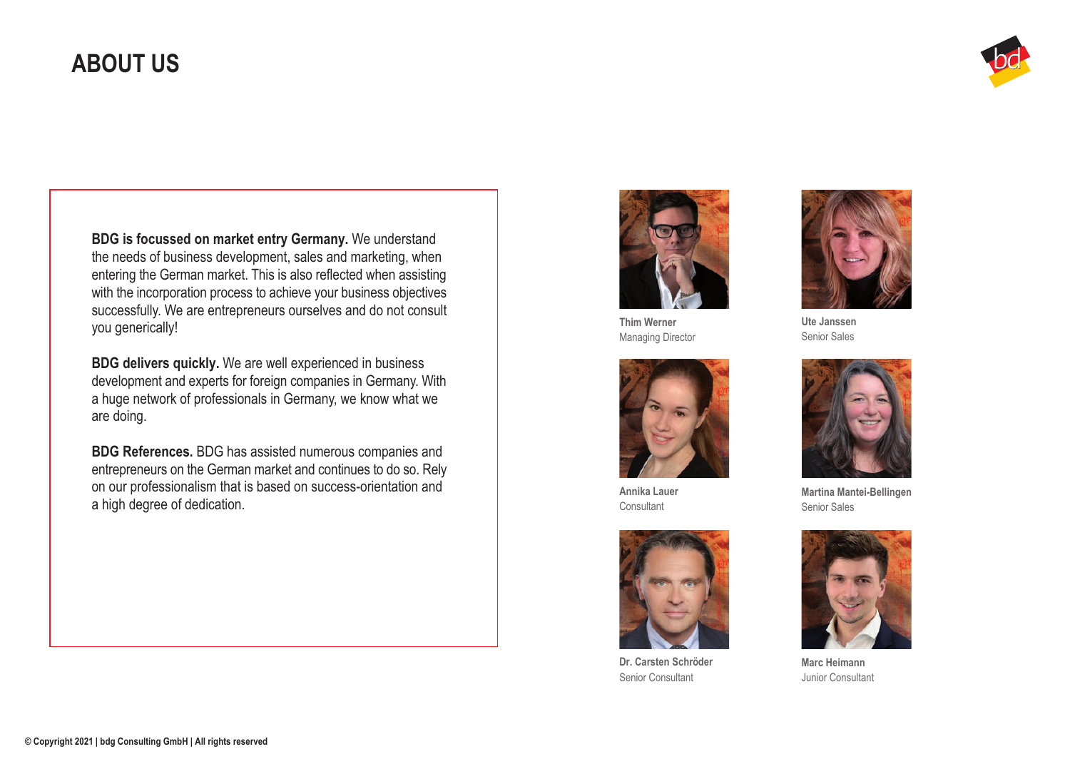# ABOUT US

**BDG is focussed on market entry Germany.** We understand the needs of business development, sales and marketing, when entering the German market. This is also reflected when assisting with the incorporation process to achieve your business objectives successfully. We are entrepreneurs ourselves and do not consult you generically!

**BDG delivers quickly.** We are well experienced in business development and experts for foreign companies in Germany. With a huge network of professionals in Germany, we know what we are doing.

**BDG References.** BDG has assisted numerous companies and entrepreneurs on the German market and continues to do so. Rely on our professionalism that is based on success-orientation and a high degree of dedication.

**Thim Werner**
Managing Director

**Ute Janssen**
Senior Sales

**Annika Lauer**
Consultant

**Martina Mantei-Bellingen**
Senior Sales

**Dr. Carsten Schröder**
Senior Consultant

**Marc Heimann**
Junior Consultant

© Copyright 2021 | bdg Consulting GmbH | All rights reserved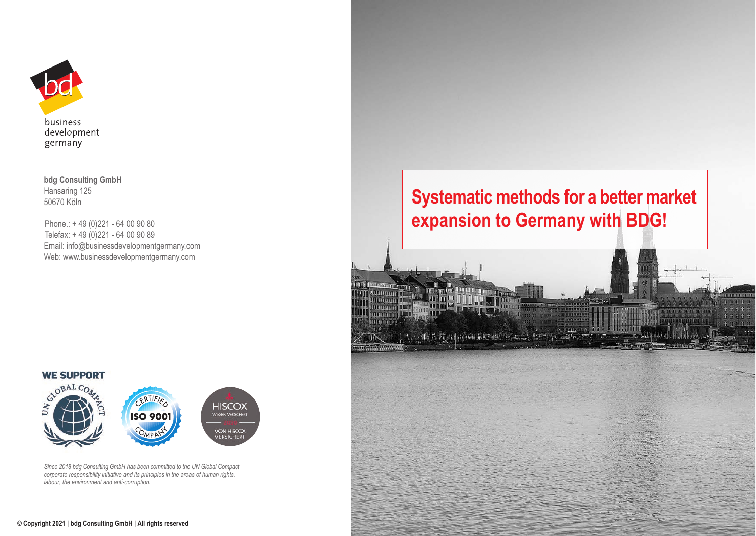business
development
germany

**bdg Consulting GmbH**
Hansaring 125
50670 Köln

Phone.: + 49 (0)221 - 64 00 90 80
Telefax: + 49 (0)221 - 64 00 90 89
Email: info@businessdevelopmentgermany.com
Web: www.businessdevelopmentgermany.com

**WE SUPPORT**

*Since 2018 bdg Consulting GmbH has been committed to the UN Global Compact corporate responsibility initiative and its principles in the areas of human rights, labour, the environment and anti-corruption.*

**© Copyright 2021 | bdg Consulting GmbH | All rights reserved**

# Systematic methods for a better market expansion to Germany with BDG!